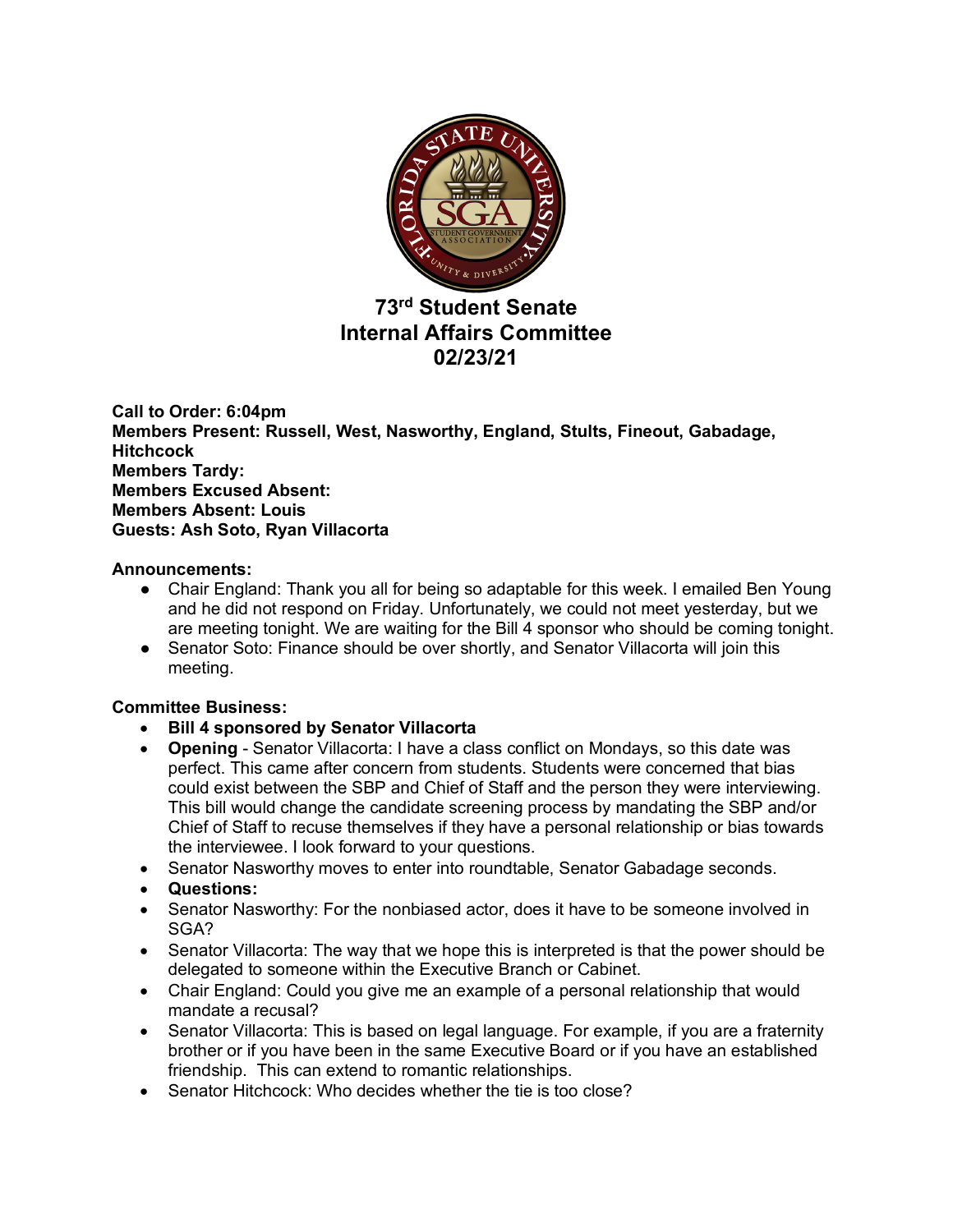# 73rd Student Senate
# Internal Affairs Committee
# 02/23/21

**Call to Order: 6:04pm**
**Members Present: Russell, West, Nasworthy, England, Stults, Fineout, Gabadage, Hitchcock**
**Members Tardy:**
**Members Excused Absent:**
**Members Absent: Louis**
**Guests: Ash Soto, Ryan Villacorta**

**Announcements:**

- Chair England: Thank you all for being so adaptable for this week. I emailed Ben Young and he did not respond on Friday. Unfortunately, we could not meet yesterday, but we are meeting tonight. We are waiting for the Bill 4 sponsor who should be coming tonight.
- Senator Soto: Finance should be over shortly, and Senator Villacorta will join this meeting.

**Committee Business:**

- **Bill 4 sponsored by Senator Villacorta**
- **Opening** - Senator Villacorta: I have a class conflict on Mondays, so this date was perfect. This came after concern from students. Students were concerned that bias could exist between the SBP and Chief of Staff and the person they were interviewing. This bill would change the candidate screening process by mandating the SBP and/or Chief of Staff to recuse themselves if they have a personal relationship or bias towards the interviewee. I look forward to your questions.
- Senator Nasworthy moves to enter into roundtable, Senator Gabadage seconds.
- **Questions:**
- Senator Nasworthy: For the nonbiased actor, does it have to be someone involved in SGA?
- Senator Villacorta: The way that we hope this is interpreted is that the power should be delegated to someone within the Executive Branch or Cabinet.
- Chair England: Could you give me an example of a personal relationship that would mandate a recusal?
- Senator Villacorta: This is based on legal language. For example, if you are a fraternity brother or if you have been in the same Executive Board or if you have an established friendship. This can extend to romantic relationships.
- Senator Hitchcock: Who decides whether the tie is too close?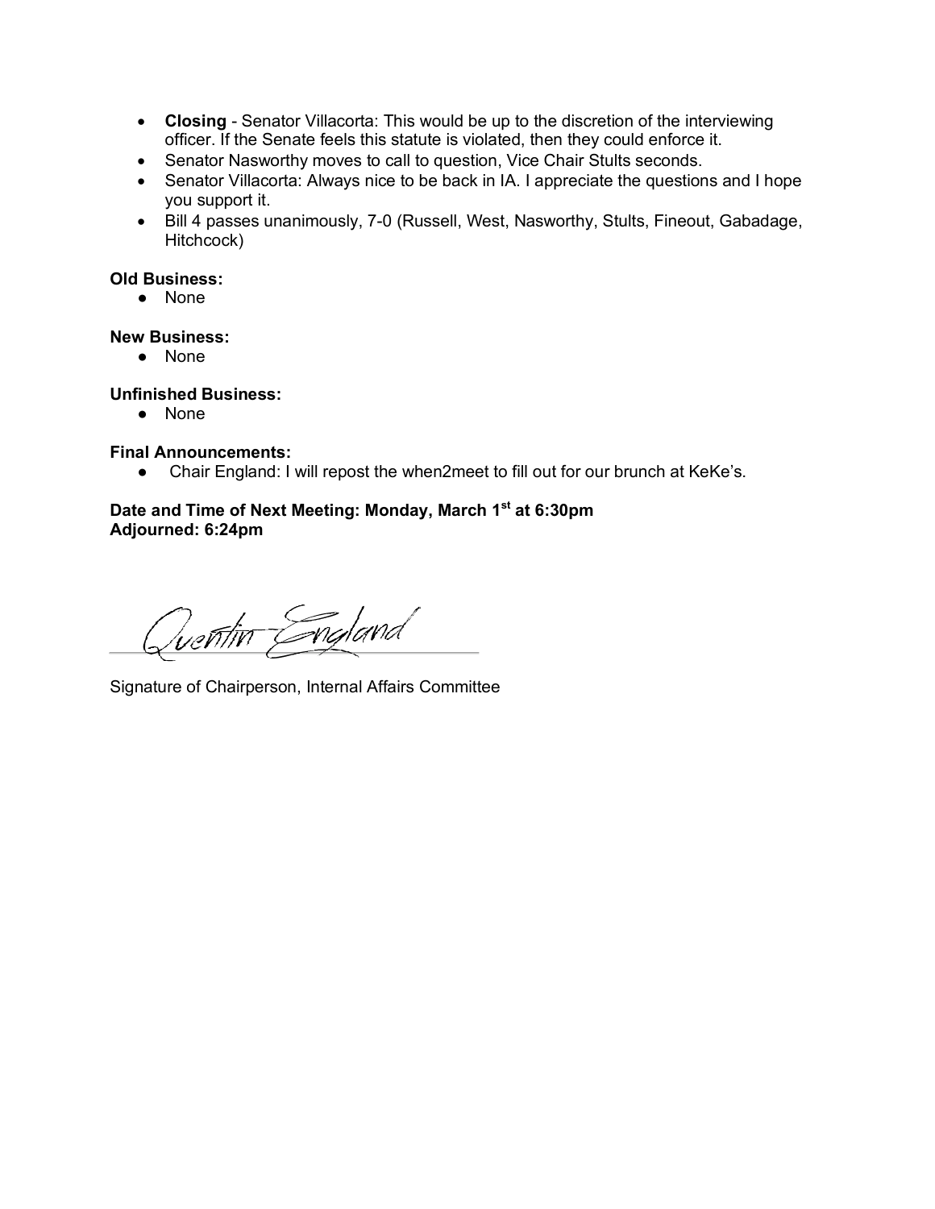- **Closing** - Senator Villacorta: This would be up to the discretion of the interviewing officer. If the Senate feels this statute is violated, then they could enforce it.
- Senator Nasworthy moves to call to question, Vice Chair Stults seconds.
- Senator Villacorta: Always nice to be back in IA. I appreciate the questions and I hope you support it.
- Bill 4 passes unanimously, 7-0 (Russell, West, Nasworthy, Stults, Fineout, Gabadage, Hitchcock)

**Old Business:**

- None

**New Business:**

- None

**Unfinished Business:**

- None

**Final Announcements:**

- Chair England: I will repost the when2meet to fill out for our brunch at KeKe's.

**Date and Time of Next Meeting: Monday, March 1st at 6:30pm**
**Adjourned: 6:24pm**

Quentin England

Signature of Chairperson, Internal Affairs Committee